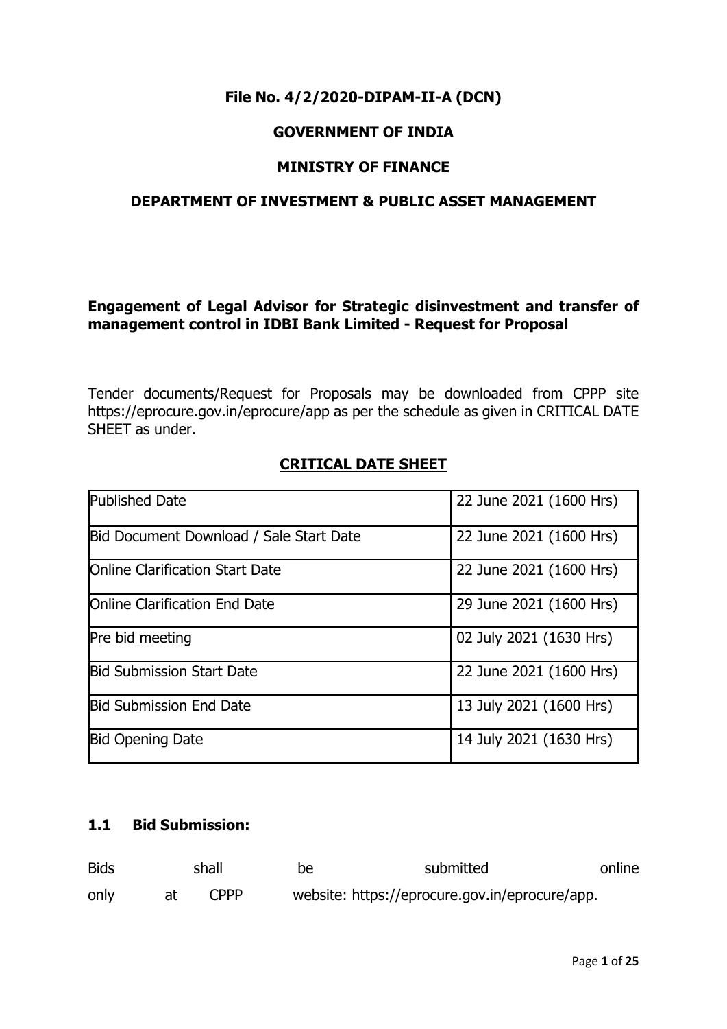**File No. 4/2/2020-DIPAM-II-A (DCN)**

**GOVERNMENT OF INDIA**

**MINISTRY OF FINANCE**

**DEPARTMENT OF INVESTMENT & PUBLIC ASSET MANAGEMENT**

**Engagement of Legal Advisor for Strategic disinvestment and transfer of management control in IDBI Bank Limited - Request for Proposal**

Tender documents/Request for Proposals may be downloaded from CPPP site https://eprocure.gov.in/eprocure/app as per the schedule as given in CRITICAL DATE SHEET as under.

**CRITICAL DATE SHEET**

| | |
|---|---|
| Published Date | 22 June 2021 (1600 Hrs) |
| Bid Document Download / Sale Start Date | 22 June 2021 (1600 Hrs) |
| Online Clarification Start Date | 22 June 2021 (1600 Hrs) |
| Online Clarification End Date | 29 June 2021 (1600 Hrs) |
| Pre bid meeting | 02 July 2021 (1630 Hrs) |
| Bid Submission Start Date | 22 June 2021 (1600 Hrs) |
| Bid Submission End Date | 13 July 2021 (1600 Hrs) |
| Bid Opening Date | 14 July 2021 (1630 Hrs) |

### 1.1 Bid Submission:

Bids shall be submitted online only at CPPP website: https://eprocure.gov.in/eprocure/app.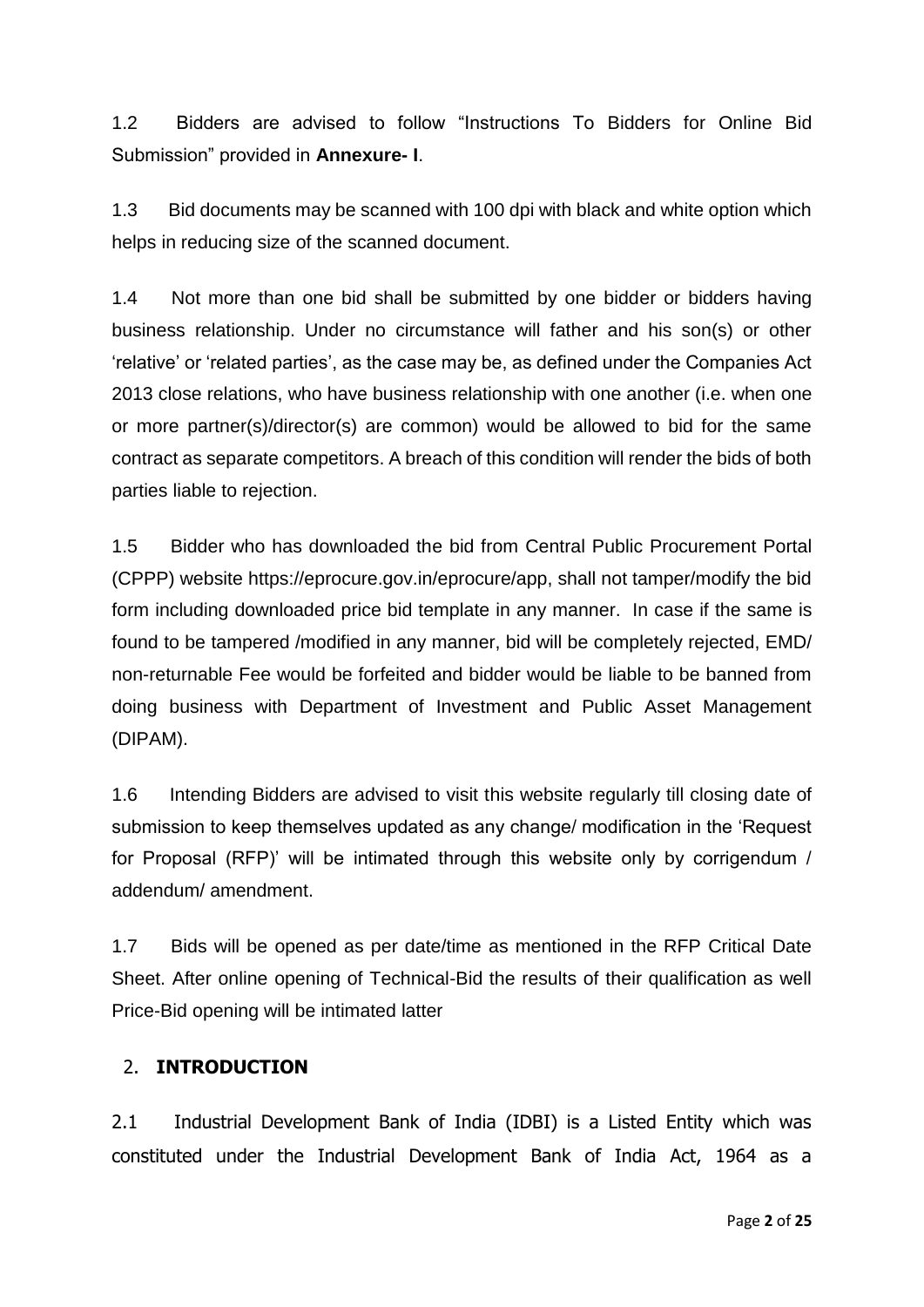1.2 Bidders are advised to follow "Instructions To Bidders for Online Bid Submission" provided in **Annexure- I**.

1.3 Bid documents may be scanned with 100 dpi with black and white option which helps in reducing size of the scanned document.

1.4 Not more than one bid shall be submitted by one bidder or bidders having business relationship. Under no circumstance will father and his son(s) or other 'relative' or 'related parties', as the case may be, as defined under the Companies Act 2013 close relations, who have business relationship with one another (i.e. when one or more partner(s)/director(s) are common) would be allowed to bid for the same contract as separate competitors. A breach of this condition will render the bids of both parties liable to rejection.

1.5 Bidder who has downloaded the bid from Central Public Procurement Portal (CPPP) website https://eprocure.gov.in/eprocure/app, shall not tamper/modify the bid form including downloaded price bid template in any manner. In case if the same is found to be tampered /modified in any manner, bid will be completely rejected, EMD/ non-returnable Fee would be forfeited and bidder would be liable to be banned from doing business with Department of Investment and Public Asset Management (DIPAM).

1.6 Intending Bidders are advised to visit this website regularly till closing date of submission to keep themselves updated as any change/ modification in the 'Request for Proposal (RFP)' will be intimated through this website only by corrigendum / addendum/ amendment.

1.7 Bids will be opened as per date/time as mentioned in the RFP Critical Date Sheet. After online opening of Technical-Bid the results of their qualification as well Price-Bid opening will be intimated latter

## 2. INTRODUCTION

2.1 Industrial Development Bank of India (IDBI) is a Listed Entity which was constituted under the Industrial Development Bank of India Act, 1964 as a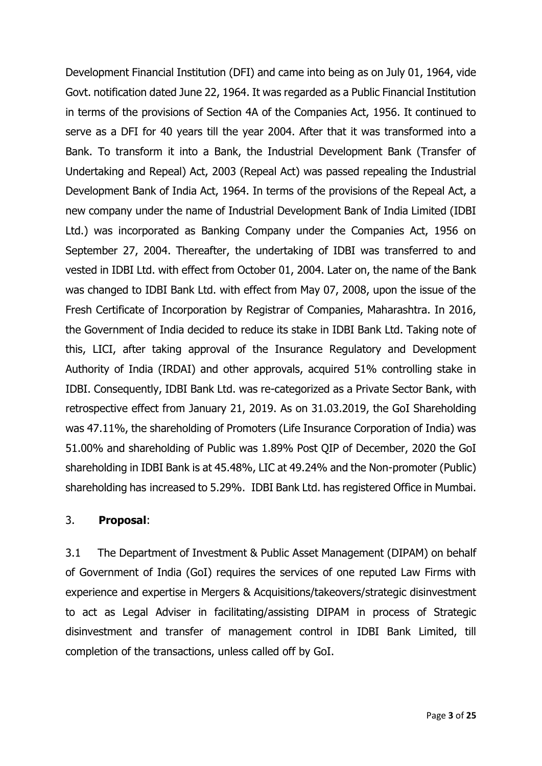Development Financial Institution (DFI) and came into being as on July 01, 1964, vide Govt. notification dated June 22, 1964. It was regarded as a Public Financial Institution in terms of the provisions of Section 4A of the Companies Act, 1956. It continued to serve as a DFI for 40 years till the year 2004. After that it was transformed into a Bank. To transform it into a Bank, the Industrial Development Bank (Transfer of Undertaking and Repeal) Act, 2003 (Repeal Act) was passed repealing the Industrial Development Bank of India Act, 1964. In terms of the provisions of the Repeal Act, a new company under the name of Industrial Development Bank of India Limited (IDBI Ltd.) was incorporated as Banking Company under the Companies Act, 1956 on September 27, 2004. Thereafter, the undertaking of IDBI was transferred to and vested in IDBI Ltd. with effect from October 01, 2004. Later on, the name of the Bank was changed to IDBI Bank Ltd. with effect from May 07, 2008, upon the issue of the Fresh Certificate of Incorporation by Registrar of Companies, Maharashtra. In 2016, the Government of India decided to reduce its stake in IDBI Bank Ltd. Taking note of this, LICI, after taking approval of the Insurance Regulatory and Development Authority of India (IRDAI) and other approvals, acquired 51% controlling stake in IDBI. Consequently, IDBI Bank Ltd. was re-categorized as a Private Sector Bank, with retrospective effect from January 21, 2019. As on 31.03.2019, the GoI Shareholding was 47.11%, the shareholding of Promoters (Life Insurance Corporation of India) was 51.00% and shareholding of Public was 1.89% Post QIP of December, 2020 the GoI shareholding in IDBI Bank is at 45.48%, LIC at 49.24% and the Non-promoter (Public) shareholding has increased to 5.29%. IDBI Bank Ltd. has registered Office in Mumbai.

3. **Proposal**:

3.1 The Department of Investment & Public Asset Management (DIPAM) on behalf of Government of India (GoI) requires the services of one reputed Law Firms with experience and expertise in Mergers & Acquisitions/takeovers/strategic disinvestment to act as Legal Adviser in facilitating/assisting DIPAM in process of Strategic disinvestment and transfer of management control in IDBI Bank Limited, till completion of the transactions, unless called off by GoI.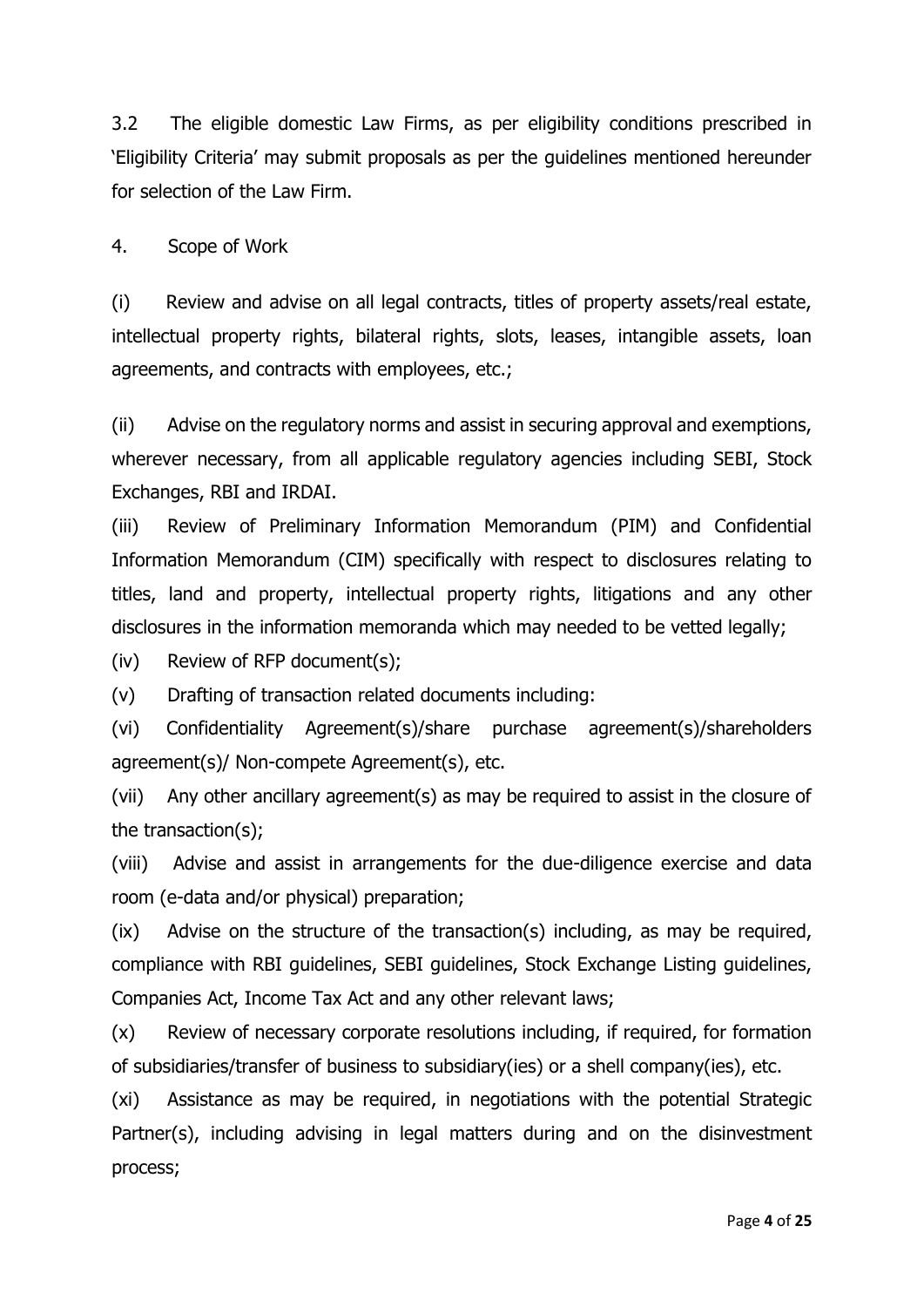3.2 The eligible domestic Law Firms, as per eligibility conditions prescribed in 'Eligibility Criteria' may submit proposals as per the guidelines mentioned hereunder for selection of the Law Firm.

4. Scope of Work

(i) Review and advise on all legal contracts, titles of property assets/real estate, intellectual property rights, bilateral rights, slots, leases, intangible assets, loan agreements, and contracts with employees, etc.;

(ii) Advise on the regulatory norms and assist in securing approval and exemptions, wherever necessary, from all applicable regulatory agencies including SEBI, Stock Exchanges, RBI and IRDAI.

(iii) Review of Preliminary Information Memorandum (PIM) and Confidential Information Memorandum (CIM) specifically with respect to disclosures relating to titles, land and property, intellectual property rights, litigations and any other disclosures in the information memoranda which may needed to be vetted legally;

(iv) Review of RFP document(s);

(v) Drafting of transaction related documents including:

(vi) Confidentiality Agreement(s)/share purchase agreement(s)/shareholders agreement(s)/ Non-compete Agreement(s), etc.

(vii) Any other ancillary agreement(s) as may be required to assist in the closure of the transaction(s);

(viii) Advise and assist in arrangements for the due-diligence exercise and data room (e-data and/or physical) preparation;

(ix) Advise on the structure of the transaction(s) including, as may be required, compliance with RBI guidelines, SEBI guidelines, Stock Exchange Listing guidelines, Companies Act, Income Tax Act and any other relevant laws;

(x) Review of necessary corporate resolutions including, if required, for formation of subsidiaries/transfer of business to subsidiary(ies) or a shell company(ies), etc.

(xi) Assistance as may be required, in negotiations with the potential Strategic Partner(s), including advising in legal matters during and on the disinvestment process;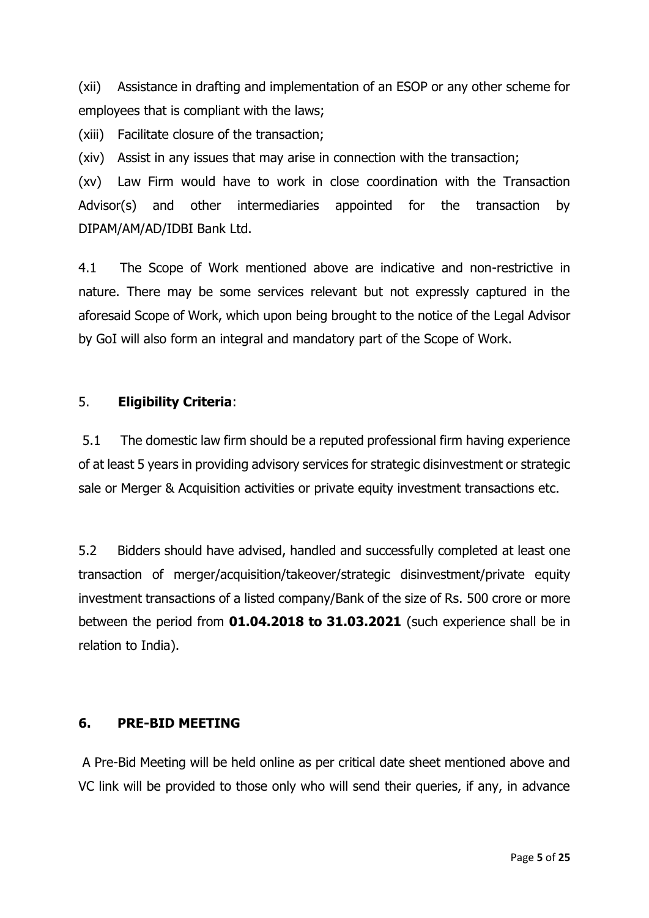(xii) Assistance in drafting and implementation of an ESOP or any other scheme for employees that is compliant with the laws;

(xiii) Facilitate closure of the transaction;

(xiv) Assist in any issues that may arise in connection with the transaction;

(xv) Law Firm would have to work in close coordination with the Transaction Advisor(s) and other intermediaries appointed for the transaction by DIPAM/AM/AD/IDBI Bank Ltd.

4.1 The Scope of Work mentioned above are indicative and non-restrictive in nature. There may be some services relevant but not expressly captured in the aforesaid Scope of Work, which upon being brought to the notice of the Legal Advisor by GoI will also form an integral and mandatory part of the Scope of Work.

5. **Eligibility Criteria**:

5.1 The domestic law firm should be a reputed professional firm having experience of at least 5 years in providing advisory services for strategic disinvestment or strategic sale or Merger & Acquisition activities or private equity investment transactions etc.

5.2 Bidders should have advised, handled and successfully completed at least one transaction of merger/acquisition/takeover/strategic disinvestment/private equity investment transactions of a listed company/Bank of the size of Rs. 500 crore or more between the period from **01.04.2018 to 31.03.2021** (such experience shall be in relation to India).

## 6. PRE-BID MEETING

A Pre-Bid Meeting will be held online as per critical date sheet mentioned above and VC link will be provided to those only who will send their queries, if any, in advance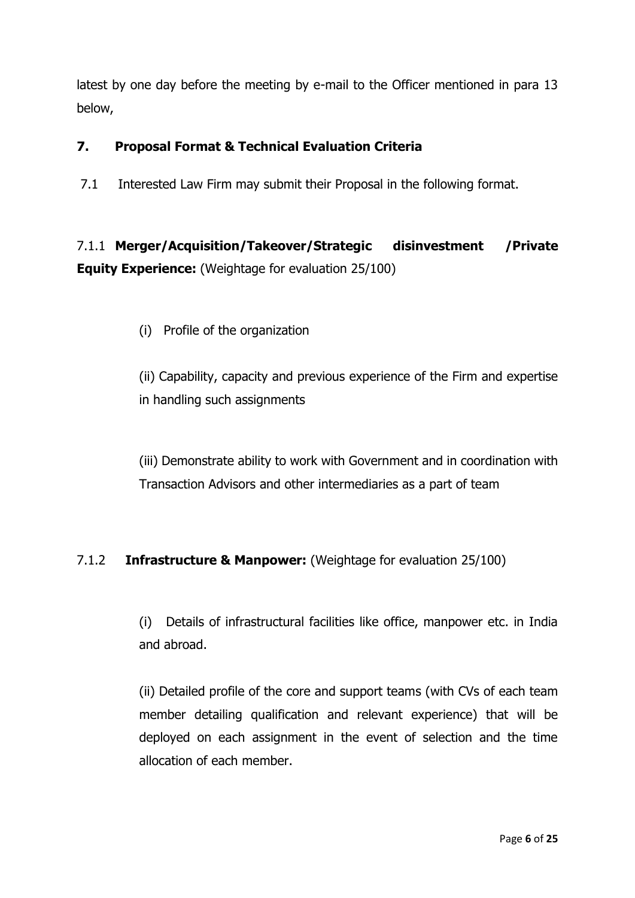latest by one day before the meeting by e-mail to the Officer mentioned in para 13 below,

## 7. Proposal Format & Technical Evaluation Criteria

7.1 Interested Law Firm may submit their Proposal in the following format.

7.1.1 **Merger/Acquisition/Takeover/Strategic disinvestment /Private Equity Experience:** (Weightage for evaluation 25/100)

(i) Profile of the organization

(ii) Capability, capacity and previous experience of the Firm and expertise in handling such assignments

(iii) Demonstrate ability to work with Government and in coordination with Transaction Advisors and other intermediaries as a part of team

7.1.2 **Infrastructure & Manpower:** (Weightage for evaluation 25/100)

(i) Details of infrastructural facilities like office, manpower etc. in India and abroad.

(ii) Detailed profile of the core and support teams (with CVs of each team member detailing qualification and relevant experience) that will be deployed on each assignment in the event of selection and the time allocation of each member.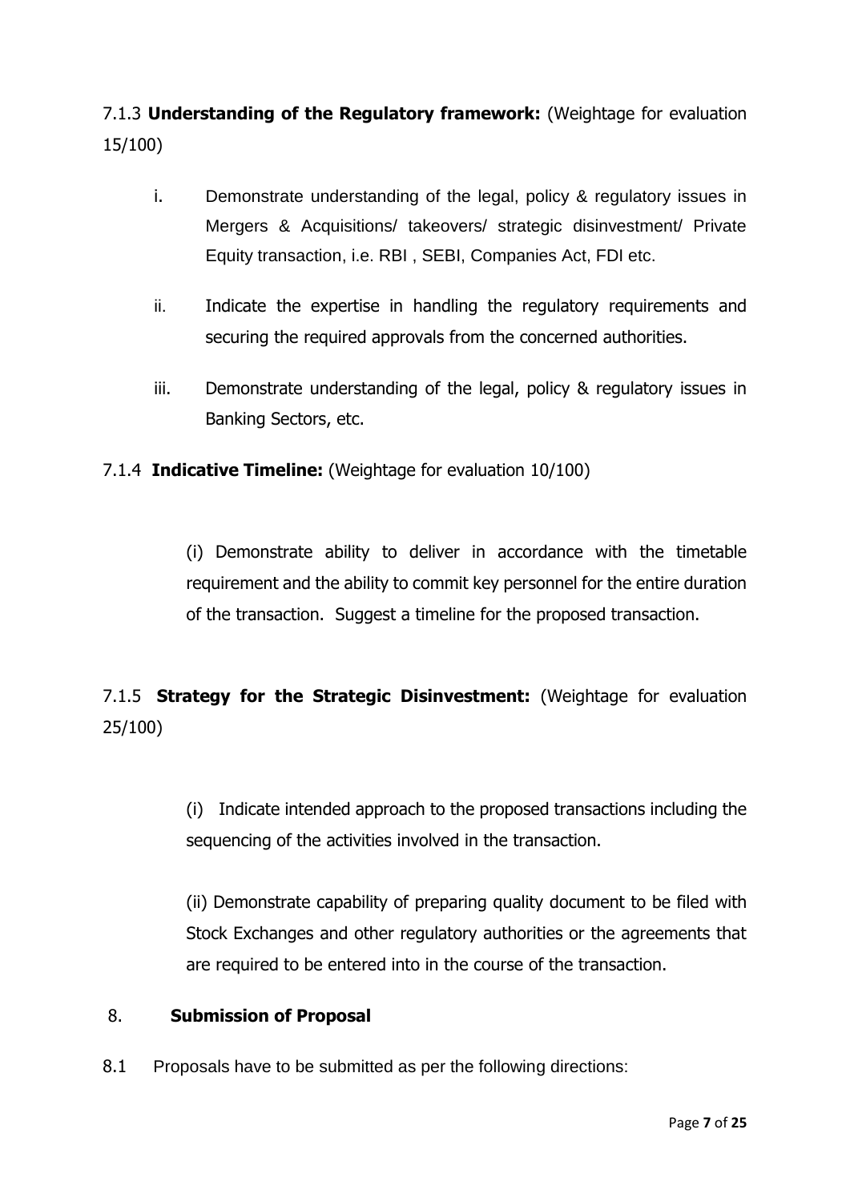7.1.3 **Understanding of the Regulatory framework:** (Weightage for evaluation 15/100)

i. Demonstrate understanding of the legal, policy & regulatory issues in Mergers & Acquisitions/ takeovers/ strategic disinvestment/ Private Equity transaction, i.e. RBI , SEBI, Companies Act, FDI etc.

ii. Indicate the expertise in handling the regulatory requirements and securing the required approvals from the concerned authorities.

iii. Demonstrate understanding of the legal, policy & regulatory issues in Banking Sectors, etc.

7.1.4 **Indicative Timeline:** (Weightage for evaluation 10/100)

(i) Demonstrate ability to deliver in accordance with the timetable requirement and the ability to commit key personnel for the entire duration of the transaction. Suggest a timeline for the proposed transaction.

7.1.5 **Strategy for the Strategic Disinvestment:** (Weightage for evaluation 25/100)

(i) Indicate intended approach to the proposed transactions including the sequencing of the activities involved in the transaction.

(ii) Demonstrate capability of preparing quality document to be filed with Stock Exchanges and other regulatory authorities or the agreements that are required to be entered into in the course of the transaction.

8. **Submission of Proposal**

8.1 Proposals have to be submitted as per the following directions: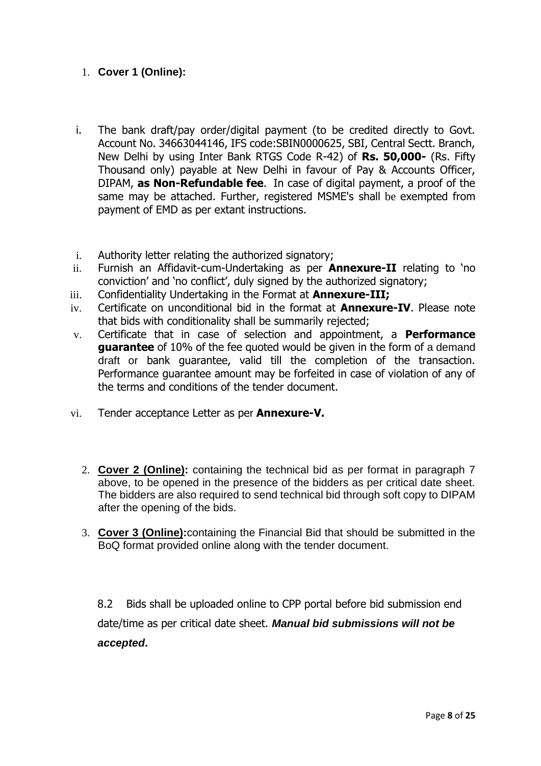1. **Cover 1 (Online):**

i. The bank draft/pay order/digital payment (to be credited directly to Govt. Account No. 34663044146, IFS code:SBIN0000625, SBI, Central Sectt. Branch, New Delhi by using Inter Bank RTGS Code R-42) of **Rs. 50,000-** (Rs. Fifty Thousand only) payable at New Delhi in favour of Pay & Accounts Officer, DIPAM, **as Non-Refundable fee**. In case of digital payment, a proof of the same may be attached. Further, registered MSME's shall be exempted from payment of EMD as per extant instructions.

i. Authority letter relating the authorized signatory;
ii. Furnish an Affidavit-cum-Undertaking as per **Annexure-II** relating to 'no conviction' and 'no conflict', duly signed by the authorized signatory;
iii. Confidentiality Undertaking in the Format at **Annexure-III;**
iv. Certificate on unconditional bid in the format at **Annexure-IV**. Please note that bids with conditionality shall be summarily rejected;
v. Certificate that in case of selection and appointment, a **Performance guarantee** of 10% of the fee quoted would be given in the form of a demand draft or bank guarantee, valid till the completion of the transaction. Performance guarantee amount may be forfeited in case of violation of any of the terms and conditions of the tender document.
vi. Tender acceptance Letter as per **Annexure-V.**

2. **Cover 2 (Online):** containing the technical bid as per format in paragraph 7 above, to be opened in the presence of the bidders as per critical date sheet. The bidders are also required to send technical bid through soft copy to DIPAM after the opening of the bids.

3. **Cover 3 (Online):**containing the Financial Bid that should be submitted in the BoQ format provided online along with the tender document.

8.2 Bids shall be uploaded online to CPP portal before bid submission end date/time as per critical date sheet. ***Manual bid submissions will not be accepted*.**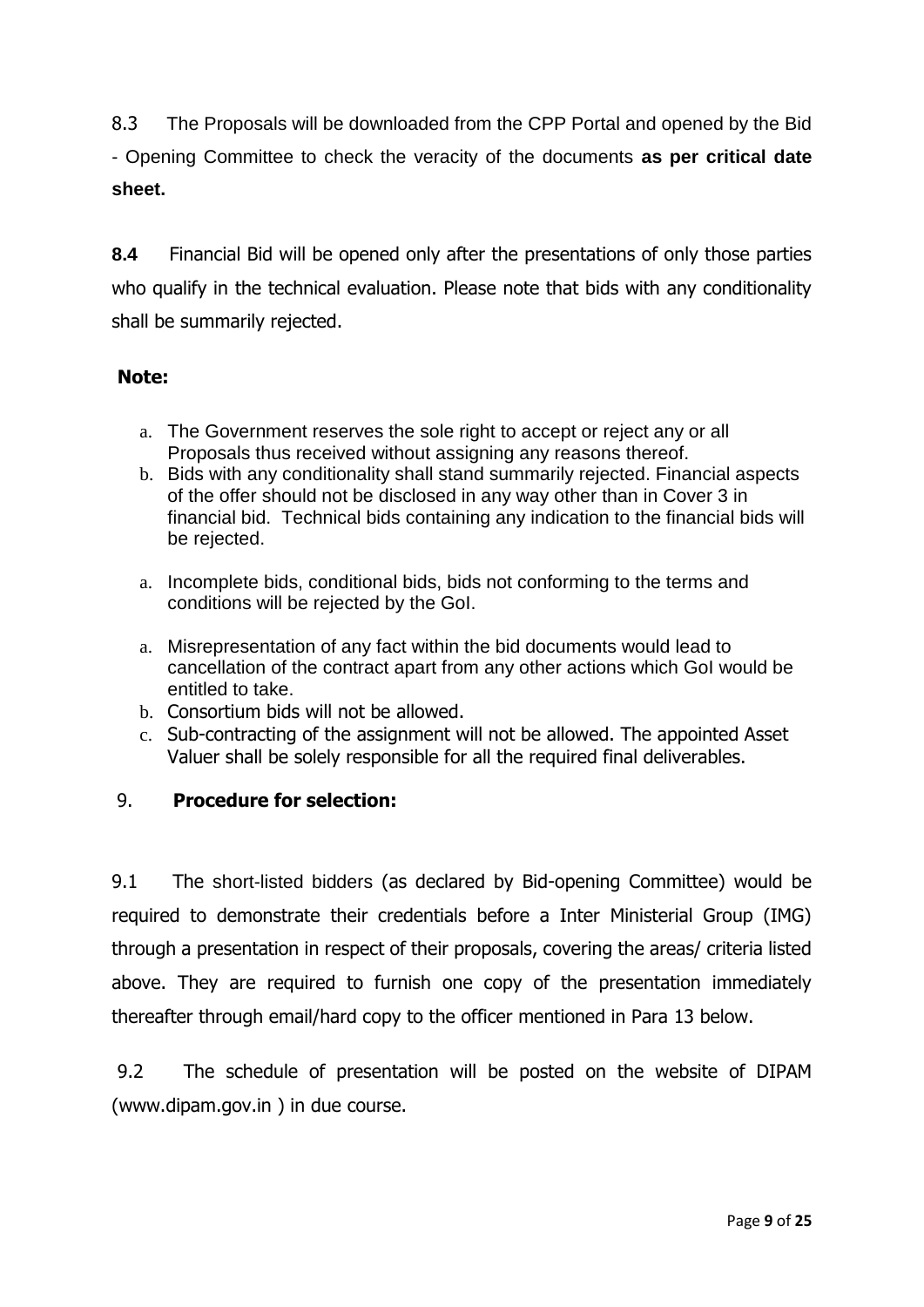8.3 The Proposals will be downloaded from the CPP Portal and opened by the Bid - Opening Committee to check the veracity of the documents **as per critical date sheet.**

**8.4** Financial Bid will be opened only after the presentations of only those parties who qualify in the technical evaluation. Please note that bids with any conditionality shall be summarily rejected.

**Note:**

a. The Government reserves the sole right to accept or reject any or all Proposals thus received without assigning any reasons thereof.
b. Bids with any conditionality shall stand summarily rejected. Financial aspects of the offer should not be disclosed in any way other than in Cover 3 in financial bid. Technical bids containing any indication to the financial bids will be rejected.

a. Incomplete bids, conditional bids, bids not conforming to the terms and conditions will be rejected by the GoI.

a. Misrepresentation of any fact within the bid documents would lead to cancellation of the contract apart from any other actions which GoI would be entitled to take.
b. Consortium bids will not be allowed.
c. Sub-contracting of the assignment will not be allowed. The appointed Asset Valuer shall be solely responsible for all the required final deliverables.

9. **Procedure for selection:**

9.1 The short-listed bidders (as declared by Bid-opening Committee) would be required to demonstrate their credentials before a Inter Ministerial Group (IMG) through a presentation in respect of their proposals, covering the areas/ criteria listed above. They are required to furnish one copy of the presentation immediately thereafter through email/hard copy to the officer mentioned in Para 13 below.

9.2 The schedule of presentation will be posted on the website of DIPAM (www.dipam.gov.in ) in due course.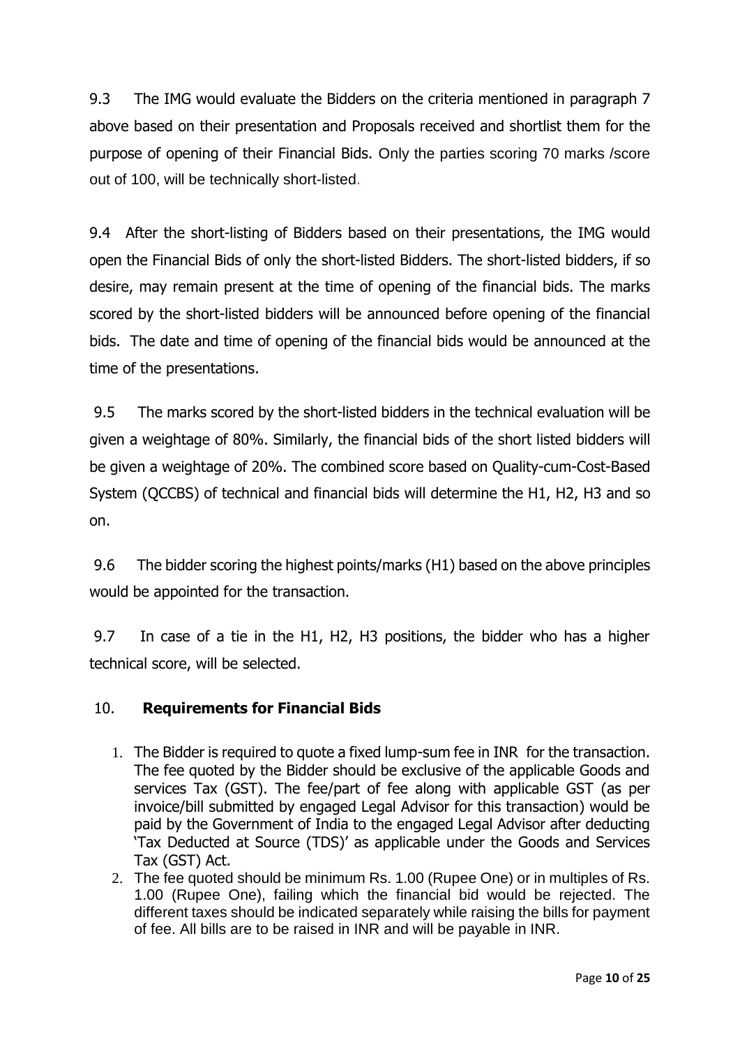9.3 The IMG would evaluate the Bidders on the criteria mentioned in paragraph 7 above based on their presentation and Proposals received and shortlist them for the purpose of opening of their Financial Bids. Only the parties scoring 70 marks /score out of 100, will be technically short-listed.

9.4 After the short-listing of Bidders based on their presentations, the IMG would open the Financial Bids of only the short-listed Bidders. The short-listed bidders, if so desire, may remain present at the time of opening of the financial bids. The marks scored by the short-listed bidders will be announced before opening of the financial bids. The date and time of opening of the financial bids would be announced at the time of the presentations.

9.5 The marks scored by the short-listed bidders in the technical evaluation will be given a weightage of 80%. Similarly, the financial bids of the short listed bidders will be given a weightage of 20%. The combined score based on Quality-cum-Cost-Based System (QCCBS) of technical and financial bids will determine the H1, H2, H3 and so on.

9.6 The bidder scoring the highest points/marks (H1) based on the above principles would be appointed for the transaction.

9.7 In case of a tie in the H1, H2, H3 positions, the bidder who has a higher technical score, will be selected.

## 10. **Requirements for Financial Bids**

1. The Bidder is required to quote a fixed lump-sum fee in INR for the transaction. The fee quoted by the Bidder should be exclusive of the applicable Goods and services Tax (GST). The fee/part of fee along with applicable GST (as per invoice/bill submitted by engaged Legal Advisor for this transaction) would be paid by the Government of India to the engaged Legal Advisor after deducting 'Tax Deducted at Source (TDS)' as applicable under the Goods and Services Tax (GST) Act.
2. The fee quoted should be minimum Rs. 1.00 (Rupee One) or in multiples of Rs. 1.00 (Rupee One), failing which the financial bid would be rejected. The different taxes should be indicated separately while raising the bills for payment of fee. All bills are to be raised in INR and will be payable in INR.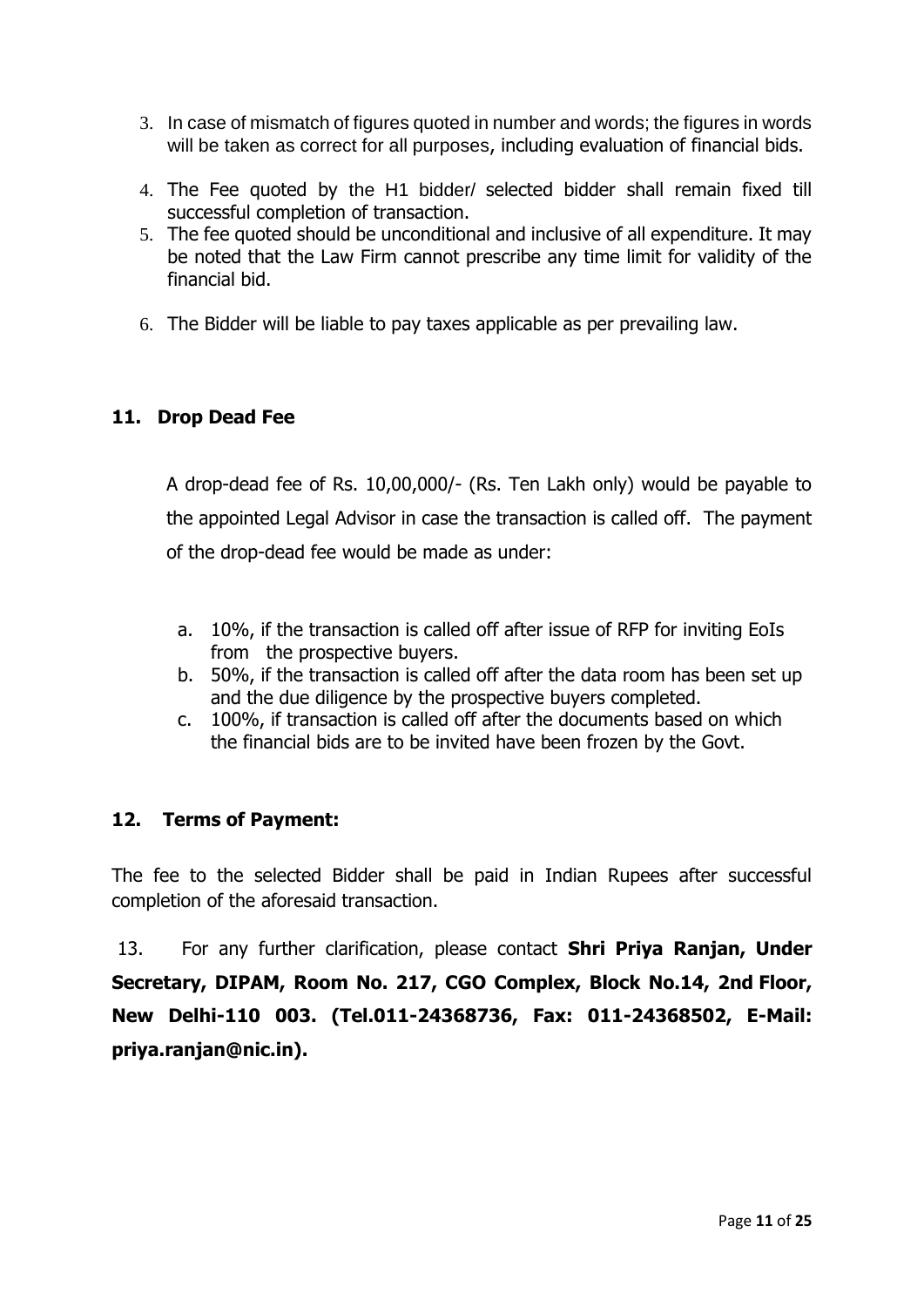3. In case of mismatch of figures quoted in number and words; the figures in words will be taken as correct for all purposes, including evaluation of financial bids.
4. The Fee quoted by the H1 bidder/ selected bidder shall remain fixed till successful completion of transaction.
5. The fee quoted should be unconditional and inclusive of all expenditure. It may be noted that the Law Firm cannot prescribe any time limit for validity of the financial bid.
6. The Bidder will be liable to pay taxes applicable as per prevailing law.

## 11. Drop Dead Fee

A drop-dead fee of Rs. 10,00,000/- (Rs. Ten Lakh only) would be payable to the appointed Legal Advisor in case the transaction is called off. The payment of the drop-dead fee would be made as under:

a. 10%, if the transaction is called off after issue of RFP for inviting EoIs from the prospective buyers.
b. 50%, if the transaction is called off after the data room has been set up and the due diligence by the prospective buyers completed.
c. 100%, if transaction is called off after the documents based on which the financial bids are to be invited have been frozen by the Govt.

## 12. Terms of Payment:

The fee to the selected Bidder shall be paid in Indian Rupees after successful completion of the aforesaid transaction.

13. For any further clarification, please contact **Shri Priya Ranjan, Under Secretary, DIPAM, Room No. 217, CGO Complex, Block No.14, 2nd Floor, New Delhi-110 003. (Tel.011-24368736, Fax: 011-24368502, E-Mail: priya.ranjan@nic.in).**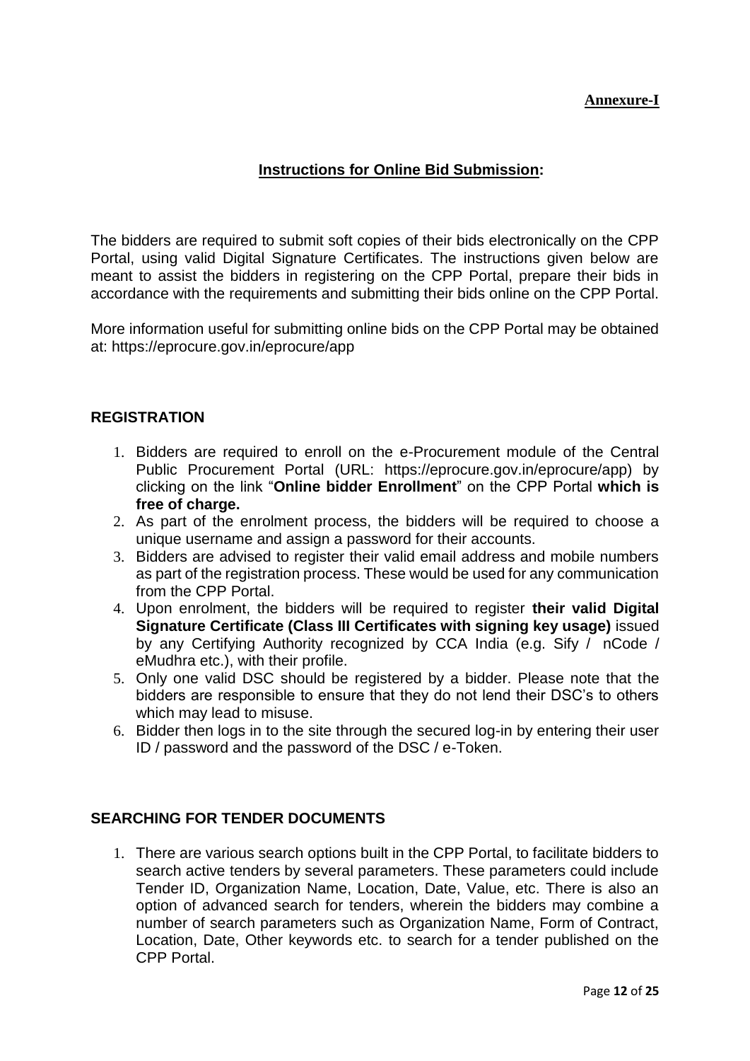**Annexure-I**

## Instructions for Online Bid Submission:

The bidders are required to submit soft copies of their bids electronically on the CPP Portal, using valid Digital Signature Certificates. The instructions given below are meant to assist the bidders in registering on the CPP Portal, prepare their bids in accordance with the requirements and submitting their bids online on the CPP Portal.

More information useful for submitting online bids on the CPP Portal may be obtained at: https://eprocure.gov.in/eprocure/app

### REGISTRATION

1. Bidders are required to enroll on the e-Procurement module of the Central Public Procurement Portal (URL: https://eprocure.gov.in/eprocure/app) by clicking on the link "**Online bidder Enrollment**" on the CPP Portal **which is free of charge.**
2. As part of the enrolment process, the bidders will be required to choose a unique username and assign a password for their accounts.
3. Bidders are advised to register their valid email address and mobile numbers as part of the registration process. These would be used for any communication from the CPP Portal.
4. Upon enrolment, the bidders will be required to register **their valid Digital Signature Certificate (Class III Certificates with signing key usage)** issued by any Certifying Authority recognized by CCA India (e.g. Sify / nCode / eMudhra etc.), with their profile.
5. Only one valid DSC should be registered by a bidder. Please note that the bidders are responsible to ensure that they do not lend their DSC's to others which may lead to misuse.
6. Bidder then logs in to the site through the secured log-in by entering their user ID / password and the password of the DSC / e-Token.

### SEARCHING FOR TENDER DOCUMENTS

1. There are various search options built in the CPP Portal, to facilitate bidders to search active tenders by several parameters. These parameters could include Tender ID, Organization Name, Location, Date, Value, etc. There is also an option of advanced search for tenders, wherein the bidders may combine a number of search parameters such as Organization Name, Form of Contract, Location, Date, Other keywords etc. to search for a tender published on the CPP Portal.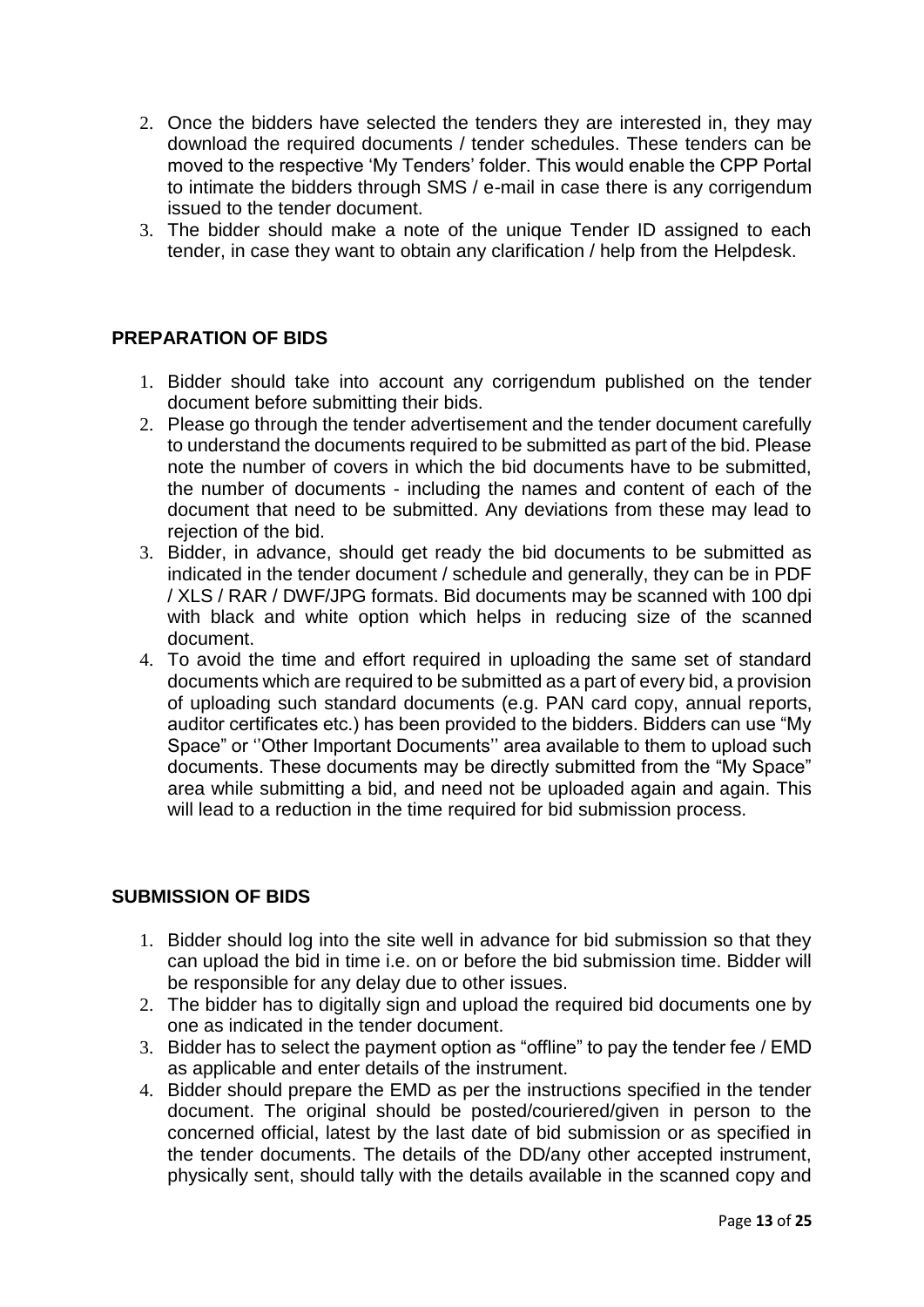2. Once the bidders have selected the tenders they are interested in, they may download the required documents / tender schedules. These tenders can be moved to the respective 'My Tenders' folder. This would enable the CPP Portal to intimate the bidders through SMS / e-mail in case there is any corrigendum issued to the tender document.
3. The bidder should make a note of the unique Tender ID assigned to each tender, in case they want to obtain any clarification / help from the Helpdesk.

## PREPARATION OF BIDS

1. Bidder should take into account any corrigendum published on the tender document before submitting their bids.
2. Please go through the tender advertisement and the tender document carefully to understand the documents required to be submitted as part of the bid. Please note the number of covers in which the bid documents have to be submitted, the number of documents - including the names and content of each of the document that need to be submitted. Any deviations from these may lead to rejection of the bid.
3. Bidder, in advance, should get ready the bid documents to be submitted as indicated in the tender document / schedule and generally, they can be in PDF / XLS / RAR / DWF/JPG formats. Bid documents may be scanned with 100 dpi with black and white option which helps in reducing size of the scanned document.
4. To avoid the time and effort required in uploading the same set of standard documents which are required to be submitted as a part of every bid, a provision of uploading such standard documents (e.g. PAN card copy, annual reports, auditor certificates etc.) has been provided to the bidders. Bidders can use "My Space" or ''Other Important Documents'' area available to them to upload such documents. These documents may be directly submitted from the "My Space" area while submitting a bid, and need not be uploaded again and again. This will lead to a reduction in the time required for bid submission process.

## SUBMISSION OF BIDS

1. Bidder should log into the site well in advance for bid submission so that they can upload the bid in time i.e. on or before the bid submission time. Bidder will be responsible for any delay due to other issues.
2. The bidder has to digitally sign and upload the required bid documents one by one as indicated in the tender document.
3. Bidder has to select the payment option as "offline" to pay the tender fee / EMD as applicable and enter details of the instrument.
4. Bidder should prepare the EMD as per the instructions specified in the tender document. The original should be posted/couriered/given in person to the concerned official, latest by the last date of bid submission or as specified in the tender documents. The details of the DD/any other accepted instrument, physically sent, should tally with the details available in the scanned copy and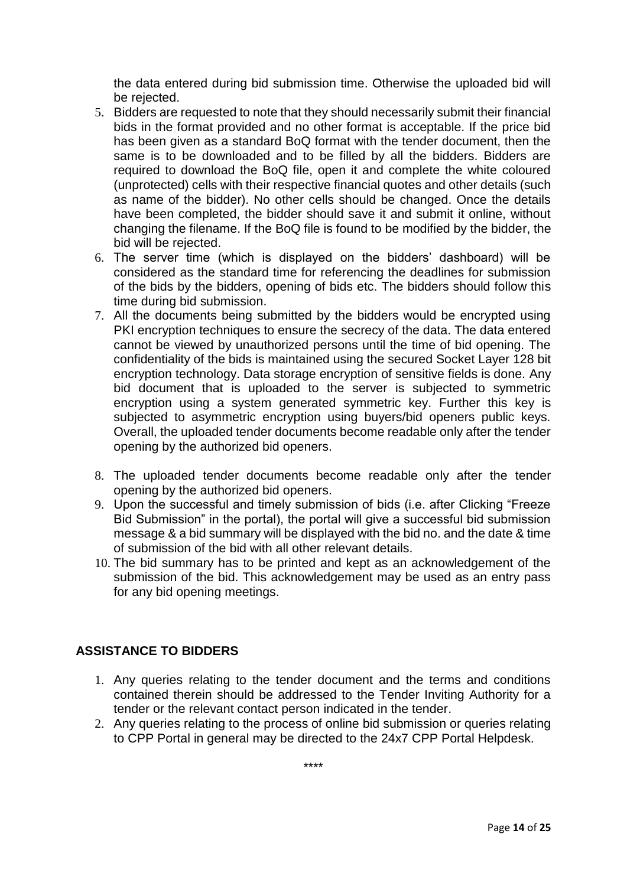the data entered during bid submission time. Otherwise the uploaded bid will be rejected.

5. Bidders are requested to note that they should necessarily submit their financial bids in the format provided and no other format is acceptable. If the price bid has been given as a standard BoQ format with the tender document, then the same is to be downloaded and to be filled by all the bidders. Bidders are required to download the BoQ file, open it and complete the white coloured (unprotected) cells with their respective financial quotes and other details (such as name of the bidder). No other cells should be changed. Once the details have been completed, the bidder should save it and submit it online, without changing the filename. If the BoQ file is found to be modified by the bidder, the bid will be rejected.
6. The server time (which is displayed on the bidders' dashboard) will be considered as the standard time for referencing the deadlines for submission of the bids by the bidders, opening of bids etc. The bidders should follow this time during bid submission.
7. All the documents being submitted by the bidders would be encrypted using PKI encryption techniques to ensure the secrecy of the data. The data entered cannot be viewed by unauthorized persons until the time of bid opening. The confidentiality of the bids is maintained using the secured Socket Layer 128 bit encryption technology. Data storage encryption of sensitive fields is done. Any bid document that is uploaded to the server is subjected to symmetric encryption using a system generated symmetric key. Further this key is subjected to asymmetric encryption using buyers/bid openers public keys. Overall, the uploaded tender documents become readable only after the tender opening by the authorized bid openers.
8. The uploaded tender documents become readable only after the tender opening by the authorized bid openers.
9. Upon the successful and timely submission of bids (i.e. after Clicking "Freeze Bid Submission" in the portal), the portal will give a successful bid submission message & a bid summary will be displayed with the bid no. and the date & time of submission of the bid with all other relevant details.
10. The bid summary has to be printed and kept as an acknowledgement of the submission of the bid. This acknowledgement may be used as an entry pass for any bid opening meetings.

## ASSISTANCE TO BIDDERS

1. Any queries relating to the tender document and the terms and conditions contained therein should be addressed to the Tender Inviting Authority for a tender or the relevant contact person indicated in the tender.
2. Any queries relating to the process of online bid submission or queries relating to CPP Portal in general may be directed to the 24x7 CPP Portal Helpdesk.

\*\*\*\*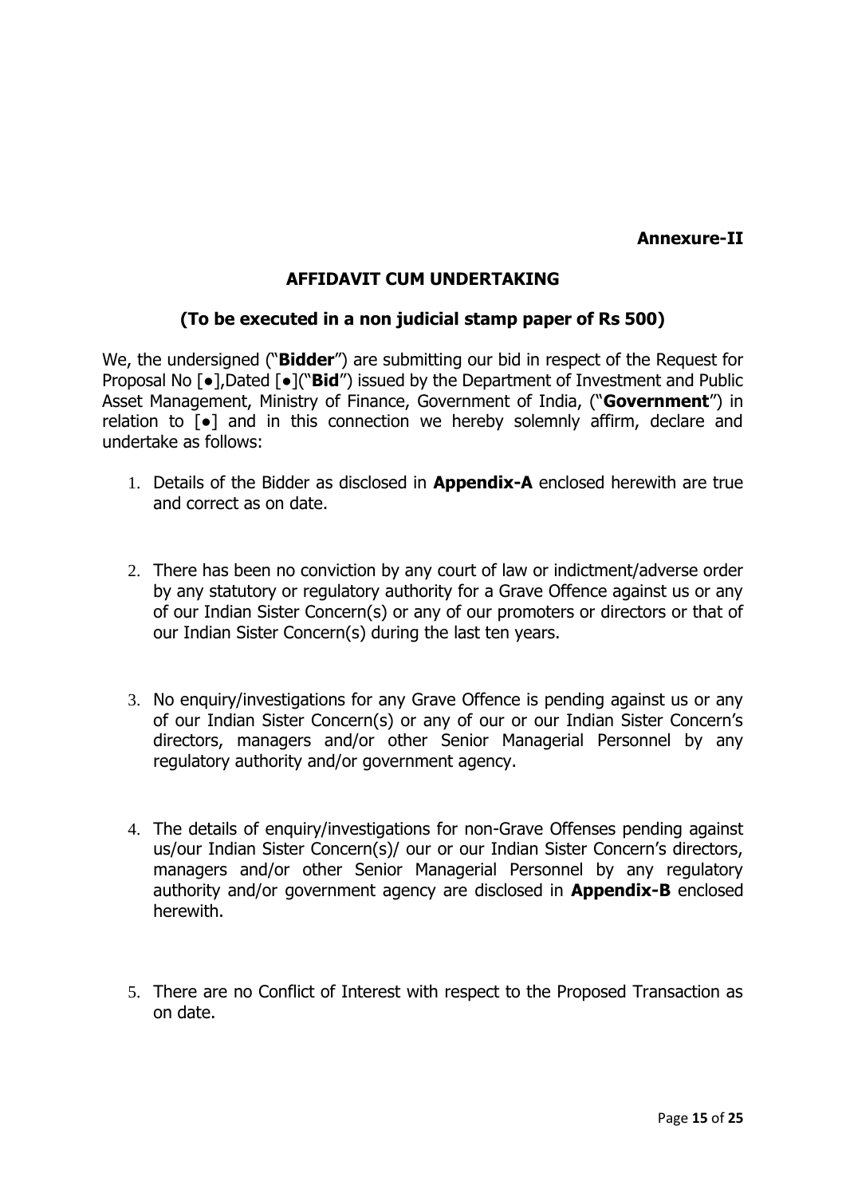**Annexure-II**

## AFFIDAVIT CUM UNDERTAKING

**(To be executed in a non judicial stamp paper of Rs 500)**

We, the undersigned ("**Bidder**") are submitting our bid in respect of the Request for Proposal No [●],Dated [●]("**Bid**") issued by the Department of Investment and Public Asset Management, Ministry of Finance, Government of India, ("**Government**") in relation to [●] and in this connection we hereby solemnly affirm, declare and undertake as follows:

1. Details of the Bidder as disclosed in **Appendix-A** enclosed herewith are true and correct as on date.

2. There has been no conviction by any court of law or indictment/adverse order by any statutory or regulatory authority for a Grave Offence against us or any of our Indian Sister Concern(s) or any of our promoters or directors or that of our Indian Sister Concern(s) during the last ten years.

3. No enquiry/investigations for any Grave Offence is pending against us or any of our Indian Sister Concern(s) or any of our or our Indian Sister Concern's directors, managers and/or other Senior Managerial Personnel by any regulatory authority and/or government agency.

4. The details of enquiry/investigations for non-Grave Offenses pending against us/our Indian Sister Concern(s)/ our or our Indian Sister Concern's directors, managers and/or other Senior Managerial Personnel by any regulatory authority and/or government agency are disclosed in **Appendix-B** enclosed herewith.

5. There are no Conflict of Interest with respect to the Proposed Transaction as on date.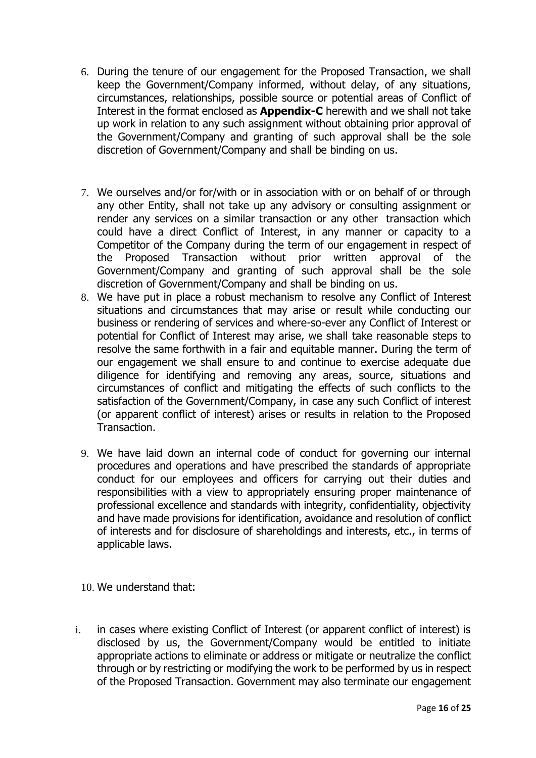6. During the tenure of our engagement for the Proposed Transaction, we shall keep the Government/Company informed, without delay, of any situations, circumstances, relationships, possible source or potential areas of Conflict of Interest in the format enclosed as **Appendix-C** herewith and we shall not take up work in relation to any such assignment without obtaining prior approval of the Government/Company and granting of such approval shall be the sole discretion of Government/Company and shall be binding on us.

7. We ourselves and/or for/with or in association with or on behalf of or through any other Entity, shall not take up any advisory or consulting assignment or render any services on a similar transaction or any other transaction which could have a direct Conflict of Interest, in any manner or capacity to a Competitor of the Company during the term of our engagement in respect of the Proposed Transaction without prior written approval of the Government/Company and granting of such approval shall be the sole discretion of Government/Company and shall be binding on us.

8. We have put in place a robust mechanism to resolve any Conflict of Interest situations and circumstances that may arise or result while conducting our business or rendering of services and where-so-ever any Conflict of Interest or potential for Conflict of Interest may arise, we shall take reasonable steps to resolve the same forthwith in a fair and equitable manner. During the term of our engagement we shall ensure to and continue to exercise adequate due diligence for identifying and removing any areas, source, situations and circumstances of conflict and mitigating the effects of such conflicts to the satisfaction of the Government/Company, in case any such Conflict of interest (or apparent conflict of interest) arises or results in relation to the Proposed Transaction.

9. We have laid down an internal code of conduct for governing our internal procedures and operations and have prescribed the standards of appropriate conduct for our employees and officers for carrying out their duties and responsibilities with a view to appropriately ensuring proper maintenance of professional excellence and standards with integrity, confidentiality, objectivity and have made provisions for identification, avoidance and resolution of conflict of interests and for disclosure of shareholdings and interests, etc., in terms of applicable laws.

10. We understand that:

i. in cases where existing Conflict of Interest (or apparent conflict of interest) is disclosed by us, the Government/Company would be entitled to initiate appropriate actions to eliminate or address or mitigate or neutralize the conflict through or by restricting or modifying the work to be performed by us in respect of the Proposed Transaction. Government may also terminate our engagement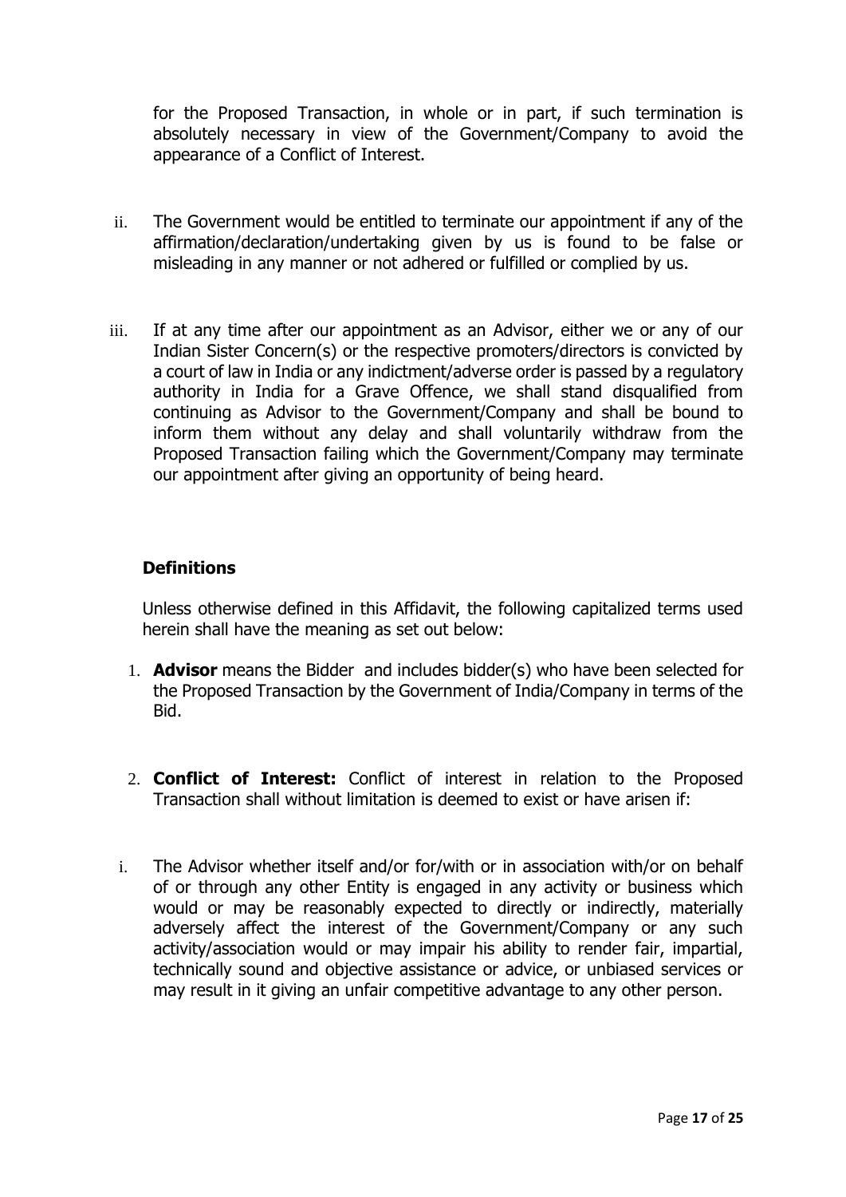for the Proposed Transaction, in whole or in part, if such termination is absolutely necessary in view of the Government/Company to avoid the appearance of a Conflict of Interest.

ii. The Government would be entitled to terminate our appointment if any of the affirmation/declaration/undertaking given by us is found to be false or misleading in any manner or not adhered or fulfilled or complied by us.

iii. If at any time after our appointment as an Advisor, either we or any of our Indian Sister Concern(s) or the respective promoters/directors is convicted by a court of law in India or any indictment/adverse order is passed by a regulatory authority in India for a Grave Offence, we shall stand disqualified from continuing as Advisor to the Government/Company and shall be bound to inform them without any delay and shall voluntarily withdraw from the Proposed Transaction failing which the Government/Company may terminate our appointment after giving an opportunity of being heard.

**Definitions**

Unless otherwise defined in this Affidavit, the following capitalized terms used herein shall have the meaning as set out below:

1. **Advisor** means the Bidder and includes bidder(s) who have been selected for the Proposed Transaction by the Government of India/Company in terms of the Bid.

2. **Conflict of Interest:** Conflict of interest in relation to the Proposed Transaction shall without limitation is deemed to exist or have arisen if:

i. The Advisor whether itself and/or for/with or in association with/or on behalf of or through any other Entity is engaged in any activity or business which would or may be reasonably expected to directly or indirectly, materially adversely affect the interest of the Government/Company or any such activity/association would or may impair his ability to render fair, impartial, technically sound and objective assistance or advice, or unbiased services or may result in it giving an unfair competitive advantage to any other person.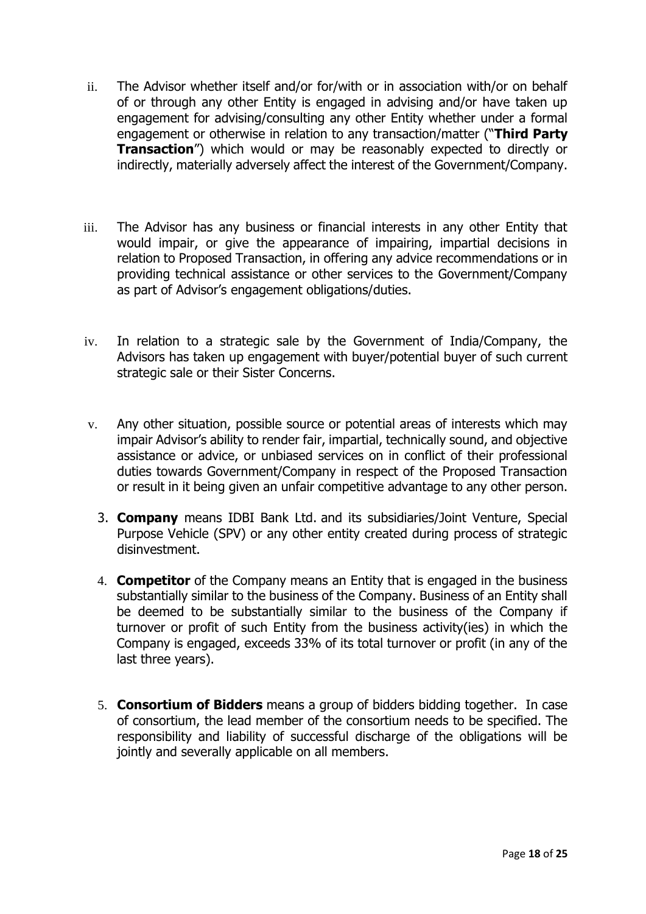ii. The Advisor whether itself and/or for/with or in association with/or on behalf of or through any other Entity is engaged in advising and/or have taken up engagement for advising/consulting any other Entity whether under a formal engagement or otherwise in relation to any transaction/matter ("**Third Party Transaction**") which would or may be reasonably expected to directly or indirectly, materially adversely affect the interest of the Government/Company.

iii. The Advisor has any business or financial interests in any other Entity that would impair, or give the appearance of impairing, impartial decisions in relation to Proposed Transaction, in offering any advice recommendations or in providing technical assistance or other services to the Government/Company as part of Advisor's engagement obligations/duties.

iv. In relation to a strategic sale by the Government of India/Company, the Advisors has taken up engagement with buyer/potential buyer of such current strategic sale or their Sister Concerns.

v. Any other situation, possible source or potential areas of interests which may impair Advisor's ability to render fair, impartial, technically sound, and objective assistance or advice, or unbiased services on in conflict of their professional duties towards Government/Company in respect of the Proposed Transaction or result in it being given an unfair competitive advantage to any other person.

3. **Company** means IDBI Bank Ltd. and its subsidiaries/Joint Venture, Special Purpose Vehicle (SPV) or any other entity created during process of strategic disinvestment.

4. **Competitor** of the Company means an Entity that is engaged in the business substantially similar to the business of the Company. Business of an Entity shall be deemed to be substantially similar to the business of the Company if turnover or profit of such Entity from the business activity(ies) in which the Company is engaged, exceeds 33% of its total turnover or profit (in any of the last three years).

5. **Consortium of Bidders** means a group of bidders bidding together. In case of consortium, the lead member of the consortium needs to be specified. The responsibility and liability of successful discharge of the obligations will be jointly and severally applicable on all members.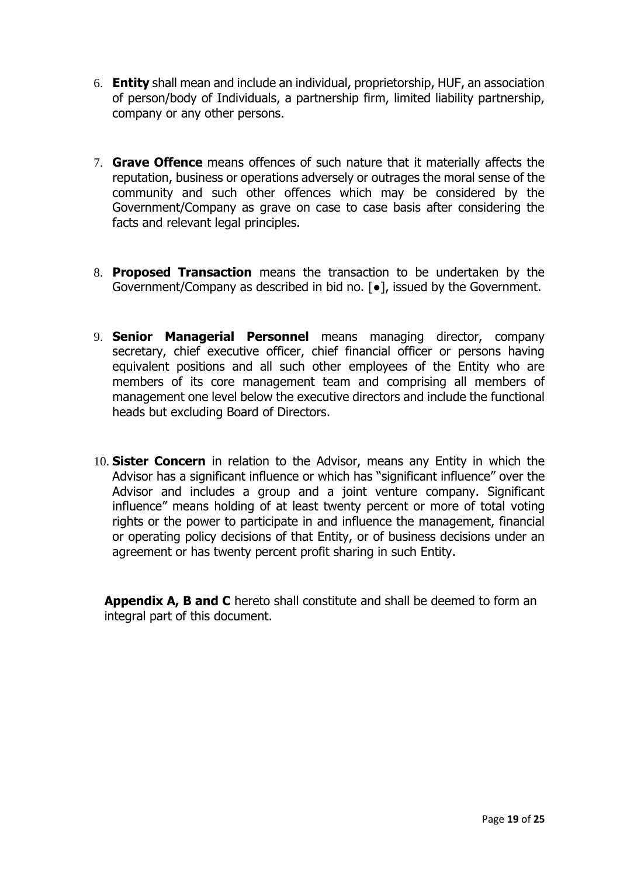6. **Entity** shall mean and include an individual, proprietorship, HUF, an association of person/body of Individuals, a partnership firm, limited liability partnership, company or any other persons.

7. **Grave Offence** means offences of such nature that it materially affects the reputation, business or operations adversely or outrages the moral sense of the community and such other offences which may be considered by the Government/Company as grave on case to case basis after considering the facts and relevant legal principles.

8. **Proposed Transaction** means the transaction to be undertaken by the Government/Company as described in bid no. [●], issued by the Government.

9. **Senior Managerial Personnel** means managing director, company secretary, chief executive officer, chief financial officer or persons having equivalent positions and all such other employees of the Entity who are members of its core management team and comprising all members of management one level below the executive directors and include the functional heads but excluding Board of Directors.

10. **Sister Concern** in relation to the Advisor, means any Entity in which the Advisor has a significant influence or which has "significant influence" over the Advisor and includes a group and a joint venture company. Significant influence" means holding of at least twenty percent or more of total voting rights or the power to participate in and influence the management, financial or operating policy decisions of that Entity, or of business decisions under an agreement or has twenty percent profit sharing in such Entity.

**Appendix A, B and C** hereto shall constitute and shall be deemed to form an integral part of this document.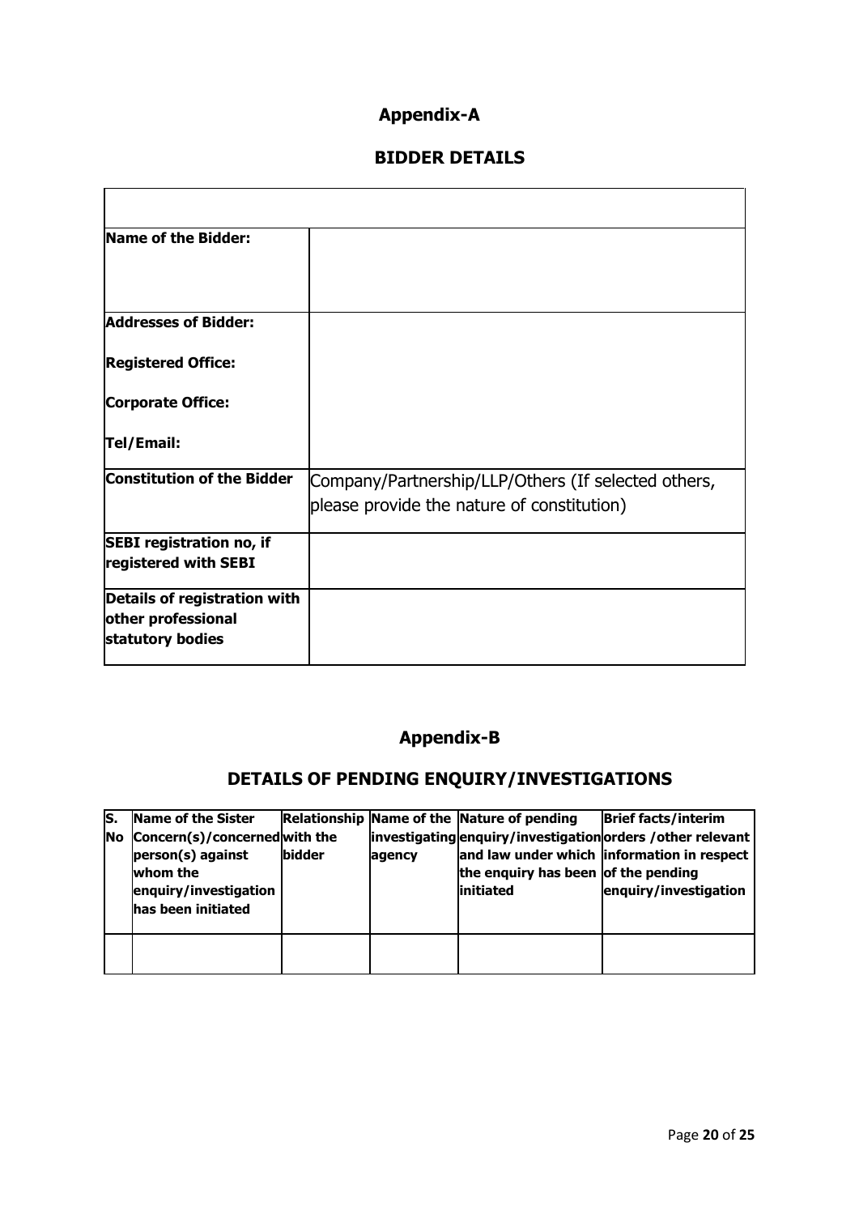# Appendix-A

## BIDDER DETAILS

| | |
|---|---|
| **Name of the Bidder:** | |
| **Addresses of Bidder:**<br><br>**Registered Office:**<br><br>**Corporate Office:**<br><br>**Tel/Email:** | |
| **Constitution of the Bidder** | Company/Partnership/LLP/Others (If selected others, please provide the nature of constitution) |
| **SEBI registration no, if registered with SEBI** | |
| **Details of registration with other professional statutory bodies** | |

# Appendix-B

## DETAILS OF PENDING ENQUIRY/INVESTIGATIONS

| S. No | Name of the Sister Concern(s)/concerned person(s) against whom the enquiry/investigation has been initiated | Relationship with the bidder | Name of the investigating agency | Nature of pending enquiry/investigation and law under which the enquiry has been initiated | Brief facts/interim orders /other relevant information in respect of the pending enquiry/investigation |
|---|---|---|---|---|---|
| | | | | | |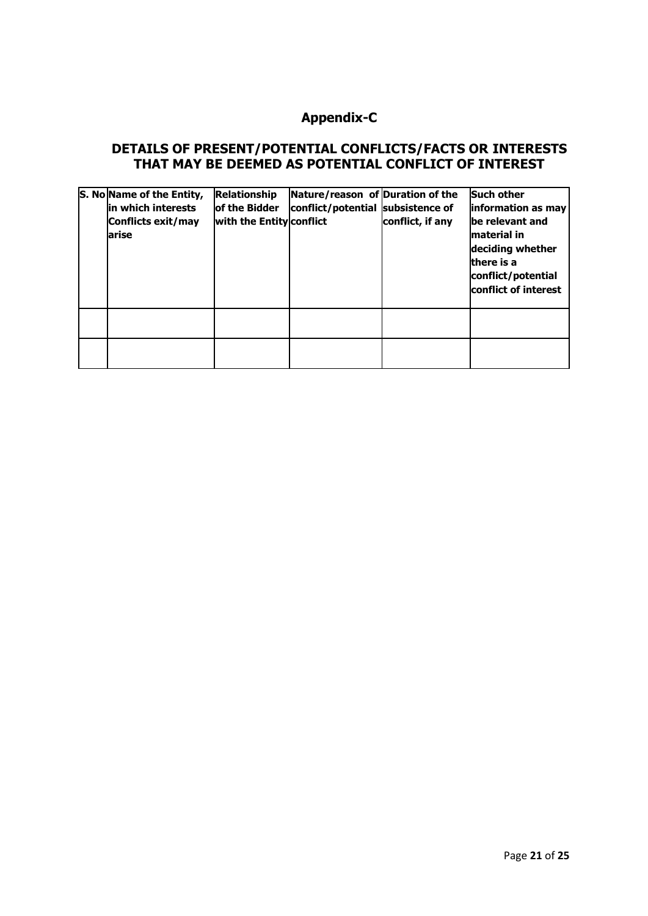## Appendix-C

### DETAILS OF PRESENT/POTENTIAL CONFLICTS/FACTS OR INTERESTS THAT MAY BE DEEMED AS POTENTIAL CONFLICT OF INTEREST

| S. No | Name of the Entity, in which interests Conflicts exit/may arise | Relationship of the Bidder with the Entity | Nature/reason of conflict/potential conflict | Duration of the subsistence of conflict, if any | Such other information as may be relevant and material in deciding whether there is a conflict/potential conflict of interest |
|---|---|---|---|---|---|
| | | | | | |
| | | | | | |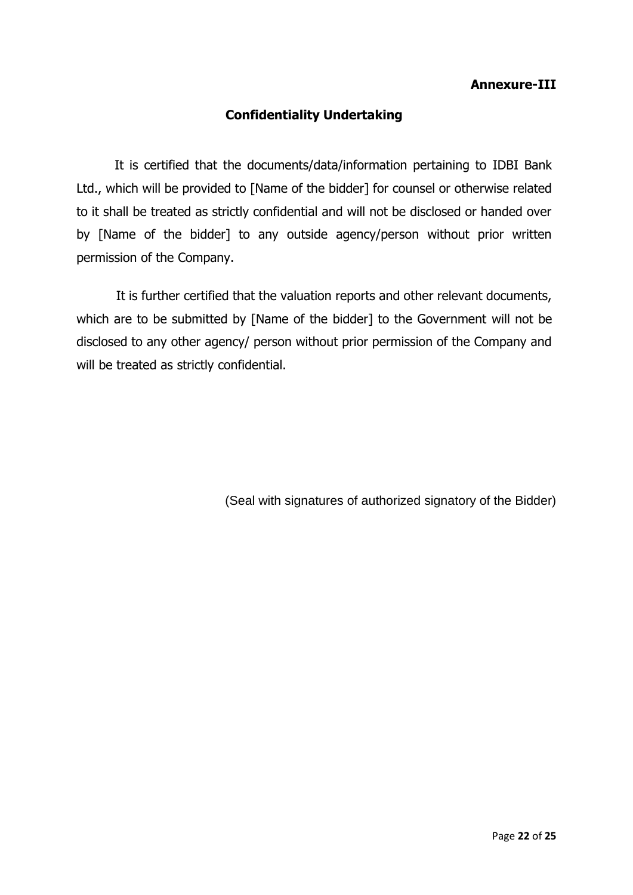**Annexure-III**

## Confidentiality Undertaking

It is certified that the documents/data/information pertaining to IDBI Bank Ltd., which will be provided to [Name of the bidder] for counsel or otherwise related to it shall be treated as strictly confidential and will not be disclosed or handed over by [Name of the bidder] to any outside agency/person without prior written permission of the Company.

It is further certified that the valuation reports and other relevant documents, which are to be submitted by [Name of the bidder] to the Government will not be disclosed to any other agency/ person without prior permission of the Company and will be treated as strictly confidential.

(Seal with signatures of authorized signatory of the Bidder)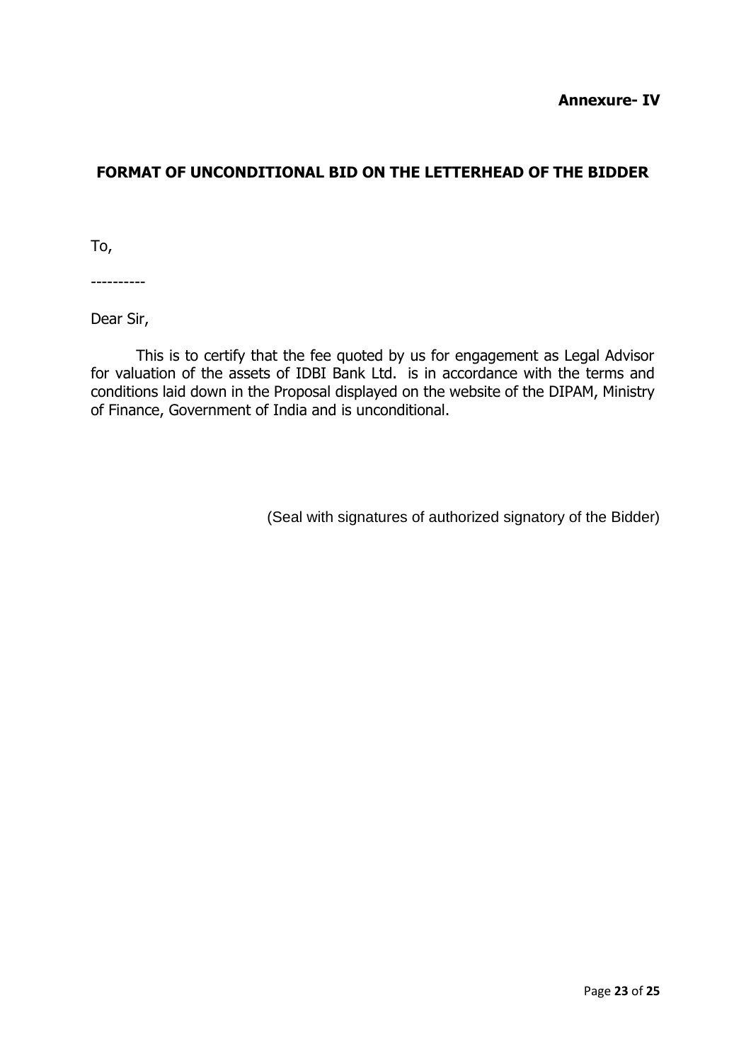**Annexure- IV**

## FORMAT OF UNCONDITIONAL BID ON THE LETTERHEAD OF THE BIDDER

To,

----------

Dear Sir,

This is to certify that the fee quoted by us for engagement as Legal Advisor for valuation of the assets of IDBI Bank Ltd. is in accordance with the terms and conditions laid down in the Proposal displayed on the website of the DIPAM, Ministry of Finance, Government of India and is unconditional.

(Seal with signatures of authorized signatory of the Bidder)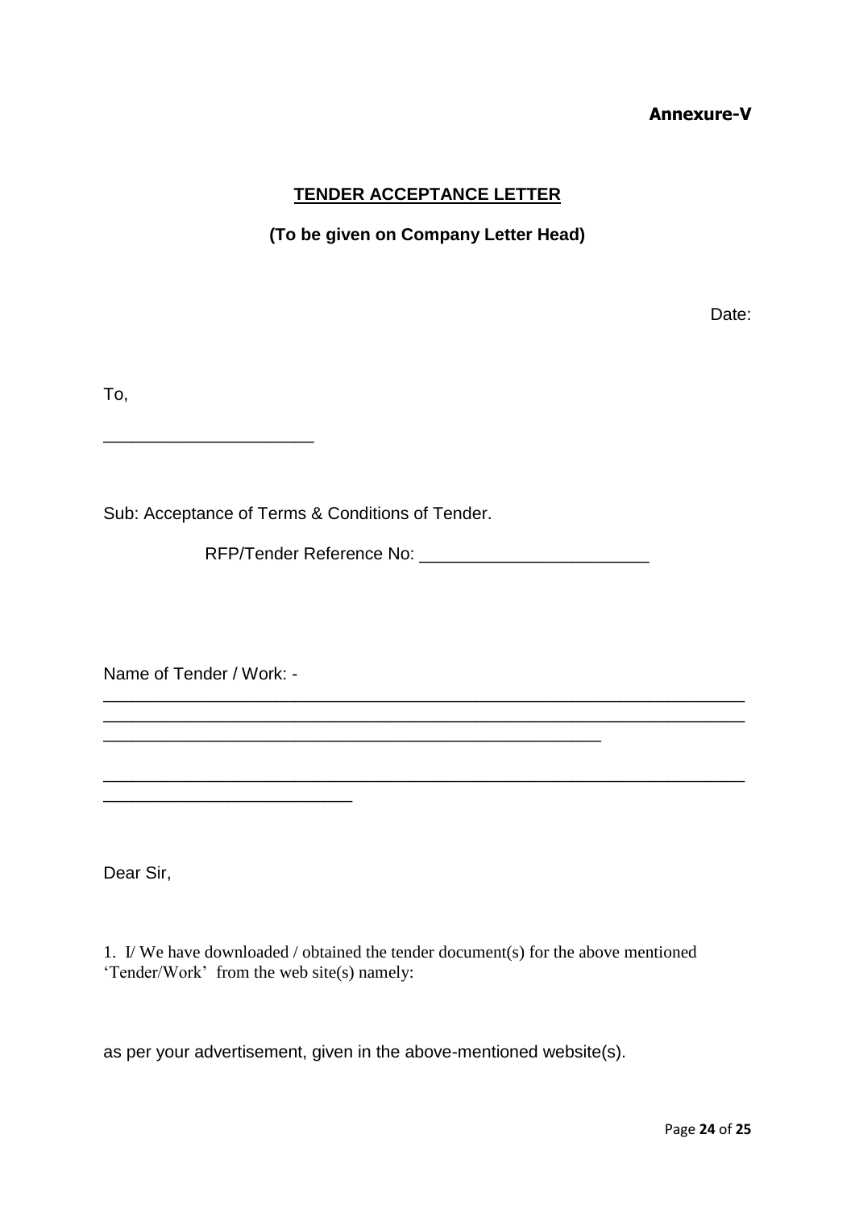**Annexure-V**

**TENDER ACCEPTANCE LETTER**

**(To be given on Company Letter Head)**

Date:

To,

______________________

Sub: Acceptance of Terms & Conditions of Tender.

RFP/Tender Reference No: ________________________

Name of Tender / Work: -

__________________________________________________________________
__________________________________________________________________
____________________________________________________

__________________________________________________________________
__________________________

Dear Sir,

1. I/ We have downloaded / obtained the tender document(s) for the above mentioned 'Tender/Work' from the web site(s) namely:

as per your advertisement, given in the above-mentioned website(s).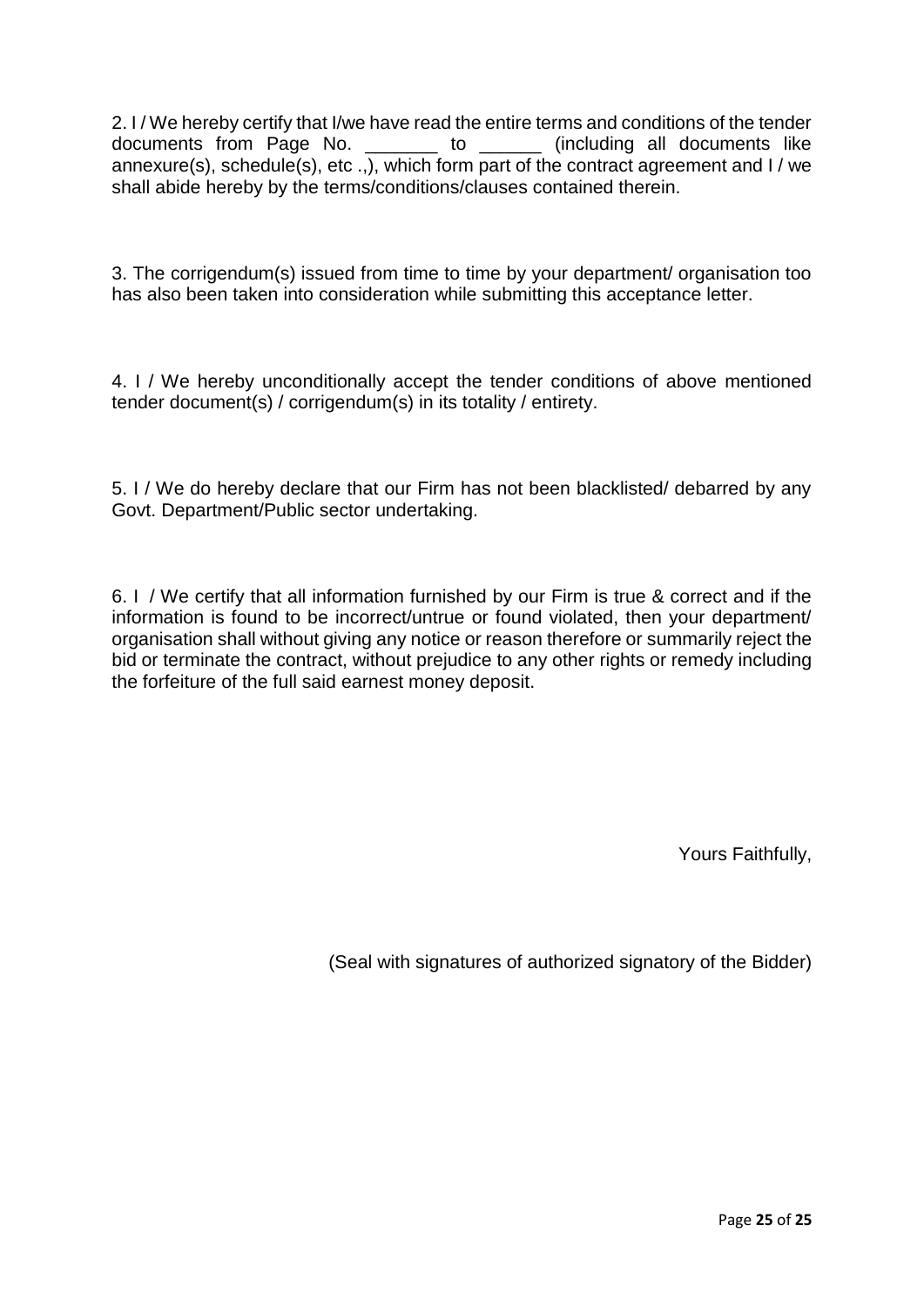2. I / We hereby certify that I/we have read the entire terms and conditions of the tender documents from Page No. _______ to ______ (including all documents like annexure(s), schedule(s), etc .,), which form part of the contract agreement and I / we shall abide hereby by the terms/conditions/clauses contained therein.

3. The corrigendum(s) issued from time to time by your department/ organisation too has also been taken into consideration while submitting this acceptance letter.

4. I / We hereby unconditionally accept the tender conditions of above mentioned tender document(s) / corrigendum(s) in its totality / entirety.

5. I / We do hereby declare that our Firm has not been blacklisted/ debarred by any Govt. Department/Public sector undertaking.

6. I / We certify that all information furnished by our Firm is true & correct and if the information is found to be incorrect/untrue or found violated, then your department/ organisation shall without giving any notice or reason therefore or summarily reject the bid or terminate the contract, without prejudice to any other rights or remedy including the forfeiture of the full said earnest money deposit.

Yours Faithfully,

(Seal with signatures of authorized signatory of the Bidder)